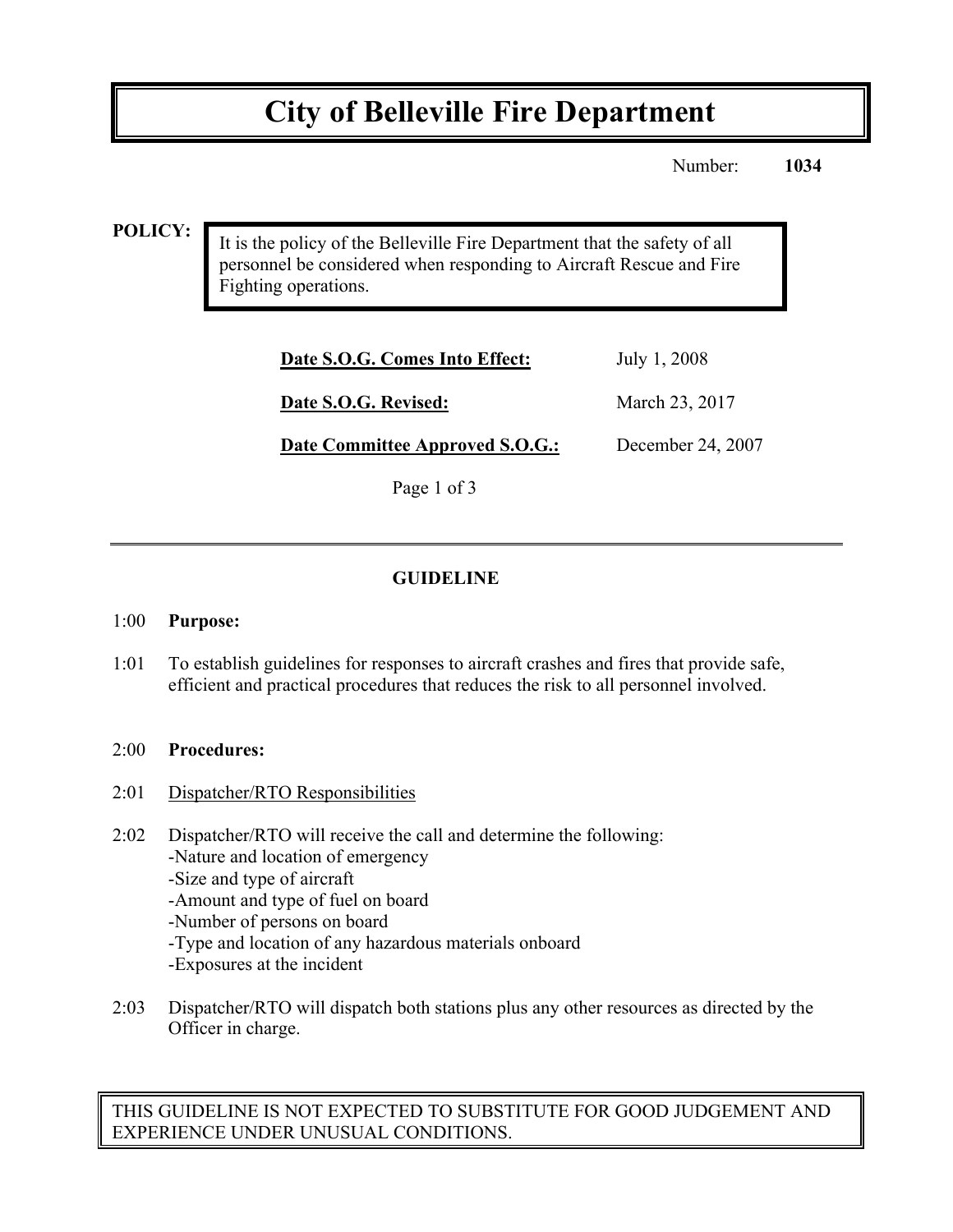# City of Belleville Fire Department

Number: **1034**

**POLICY:**

It is the policy of the Belleville Fire Department that the safety of all personnel be considered when responding to Aircraft Rescue and Fire Fighting operations.

| | |
|---|---|
| **Date S.O.G. Comes Into Effect:** | July 1, 2008 |
| **Date S.O.G. Revised:** | March 23, 2017 |
| **Date Committee Approved S.O.G.:** | December 24, 2007 |

---

## GUIDELINE

1:00 **Purpose:**

1:01 To establish guidelines for responses to aircraft crashes and fires that provide safe, efficient and practical procedures that reduces the risk to all personnel involved.

2:00 **Procedures:**

2:01 Dispatcher/RTO Responsibilities

2:02 Dispatcher/RTO will receive the call and determine the following:
-Nature and location of emergency
-Size and type of aircraft
-Amount and type of fuel on board
-Number of persons on board
-Type and location of any hazardous materials onboard
-Exposures at the incident

2:03 Dispatcher/RTO will dispatch both stations plus any other resources as directed by the Officer in charge.

THIS GUIDELINE IS NOT EXPECTED TO SUBSTITUTE FOR GOOD JUDGEMENT AND EXPERIENCE UNDER UNUSUAL CONDITIONS.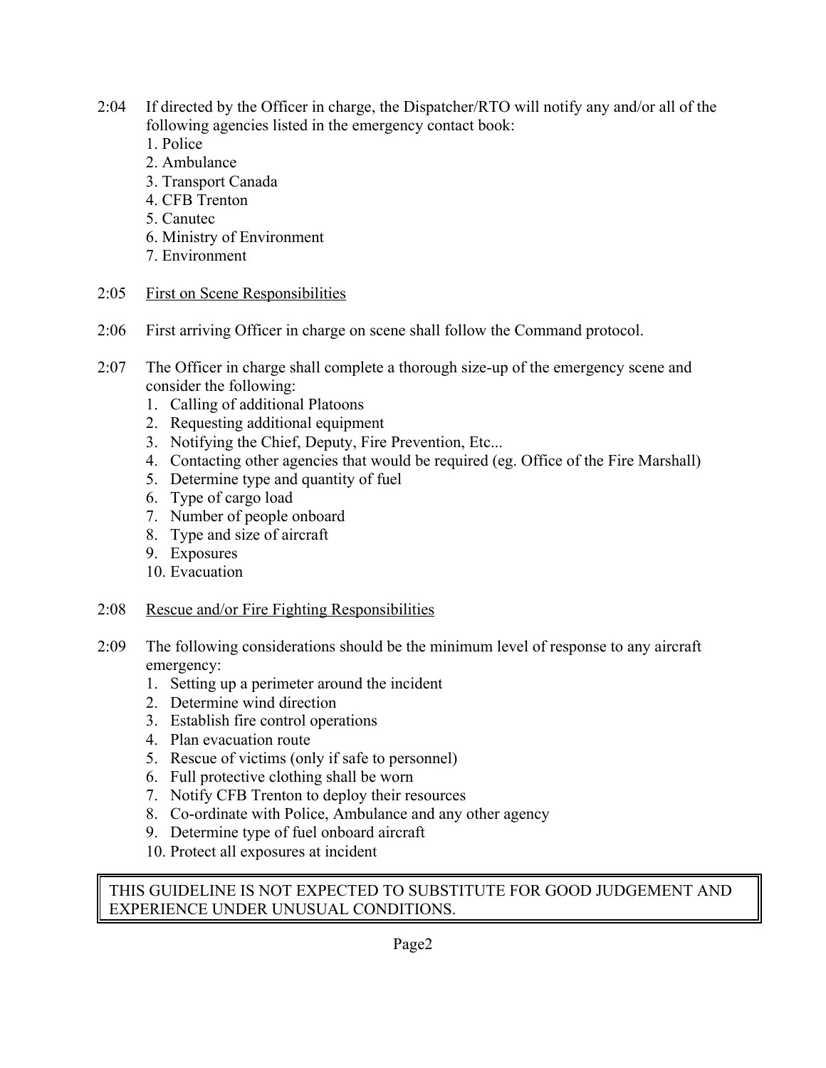2:04 If directed by the Officer in charge, the Dispatcher/RTO will notify any and/or all of the following agencies listed in the emergency contact book:

1. Police
2. Ambulance
3. Transport Canada
4. CFB Trenton
5. Canutec
6. Ministry of Environment
7. Environment

2:05 First on Scene Responsibilities

2:06 First arriving Officer in charge on scene shall follow the Command protocol.

2:07 The Officer in charge shall complete a thorough size-up of the emergency scene and consider the following:

1. Calling of additional Platoons
2. Requesting additional equipment
3. Notifying the Chief, Deputy, Fire Prevention, Etc...
4. Contacting other agencies that would be required (eg. Office of the Fire Marshall)
5. Determine type and quantity of fuel
6. Type of cargo load
7. Number of people onboard
8. Type and size of aircraft
9. Exposures
10. Evacuation

2:08 Rescue and/or Fire Fighting Responsibilities

2:09 The following considerations should be the minimum level of response to any aircraft emergency:

1. Setting up a perimeter around the incident
2. Determine wind direction
3. Establish fire control operations
4. Plan evacuation route
5. Rescue of victims (only if safe to personnel)
6. Full protective clothing shall be worn
7. Notify CFB Trenton to deploy their resources
8. Co-ordinate with Police, Ambulance and any other agency
9. Determine type of fuel onboard aircraft
10. Protect all exposures at incident

THIS GUIDELINE IS NOT EXPECTED TO SUBSTITUTE FOR GOOD JUDGEMENT AND EXPERIENCE UNDER UNUSUAL CONDITIONS.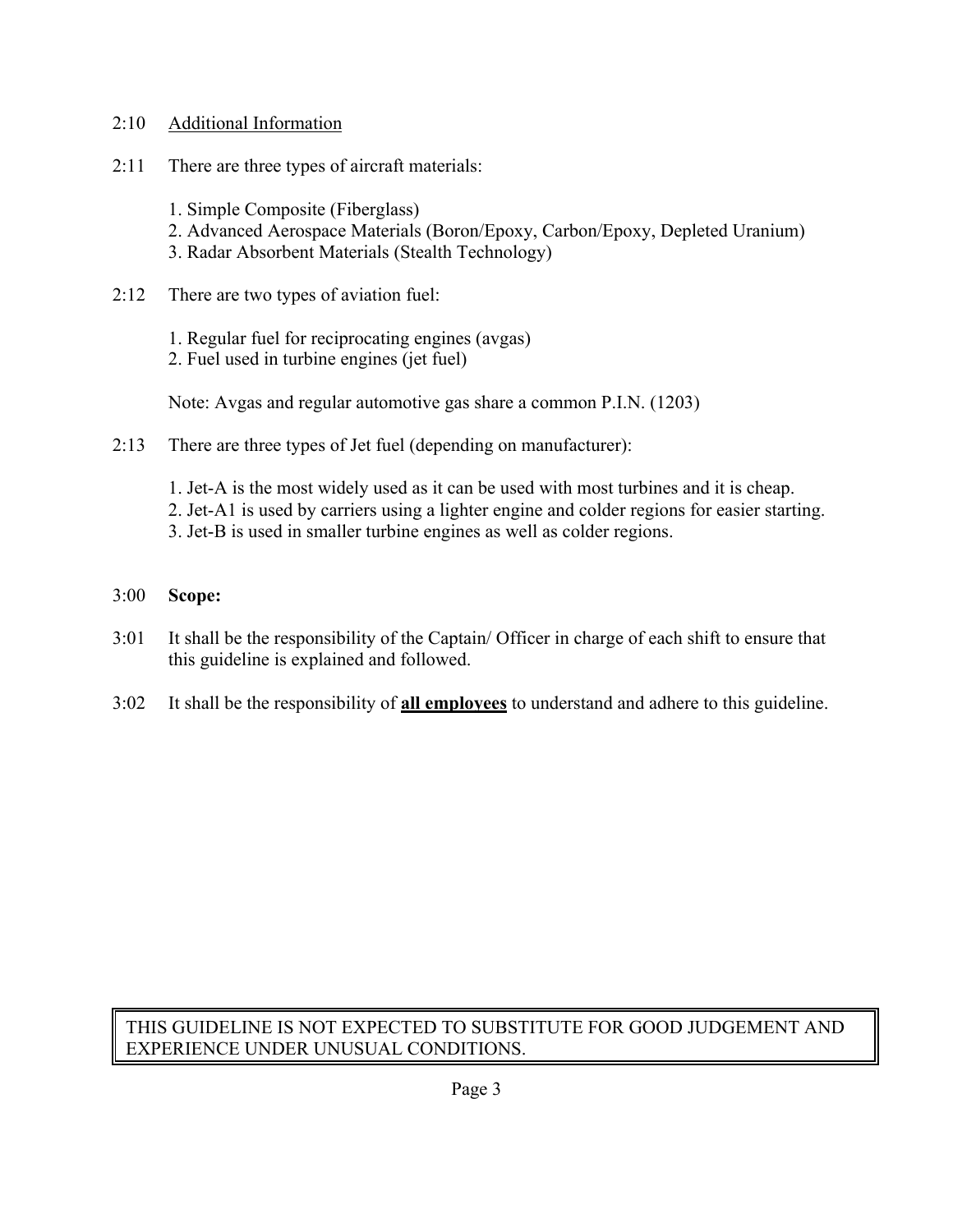2:10 Additional Information

2:11 There are three types of aircraft materials:

1. Simple Composite (Fiberglass)
2. Advanced Aerospace Materials (Boron/Epoxy, Carbon/Epoxy, Depleted Uranium)
3. Radar Absorbent Materials (Stealth Technology)

2:12 There are two types of aviation fuel:

1. Regular fuel for reciprocating engines (avgas)
2. Fuel used in turbine engines (jet fuel)

Note: Avgas and regular automotive gas share a common P.I.N. (1203)

2:13 There are three types of Jet fuel (depending on manufacturer):

1. Jet-A is the most widely used as it can be used with most turbines and it is cheap.
2. Jet-A1 is used by carriers using a lighter engine and colder regions for easier starting.
3. Jet-B is used in smaller turbine engines as well as colder regions.

3:00 **Scope:**

3:01 It shall be the responsibility of the Captain/ Officer in charge of each shift to ensure that this guideline is explained and followed.

3:02 It shall be the responsibility of **all employees** to understand and adhere to this guideline.

THIS GUIDELINE IS NOT EXPECTED TO SUBSTITUTE FOR GOOD JUDGEMENT AND EXPERIENCE UNDER UNUSUAL CONDITIONS.